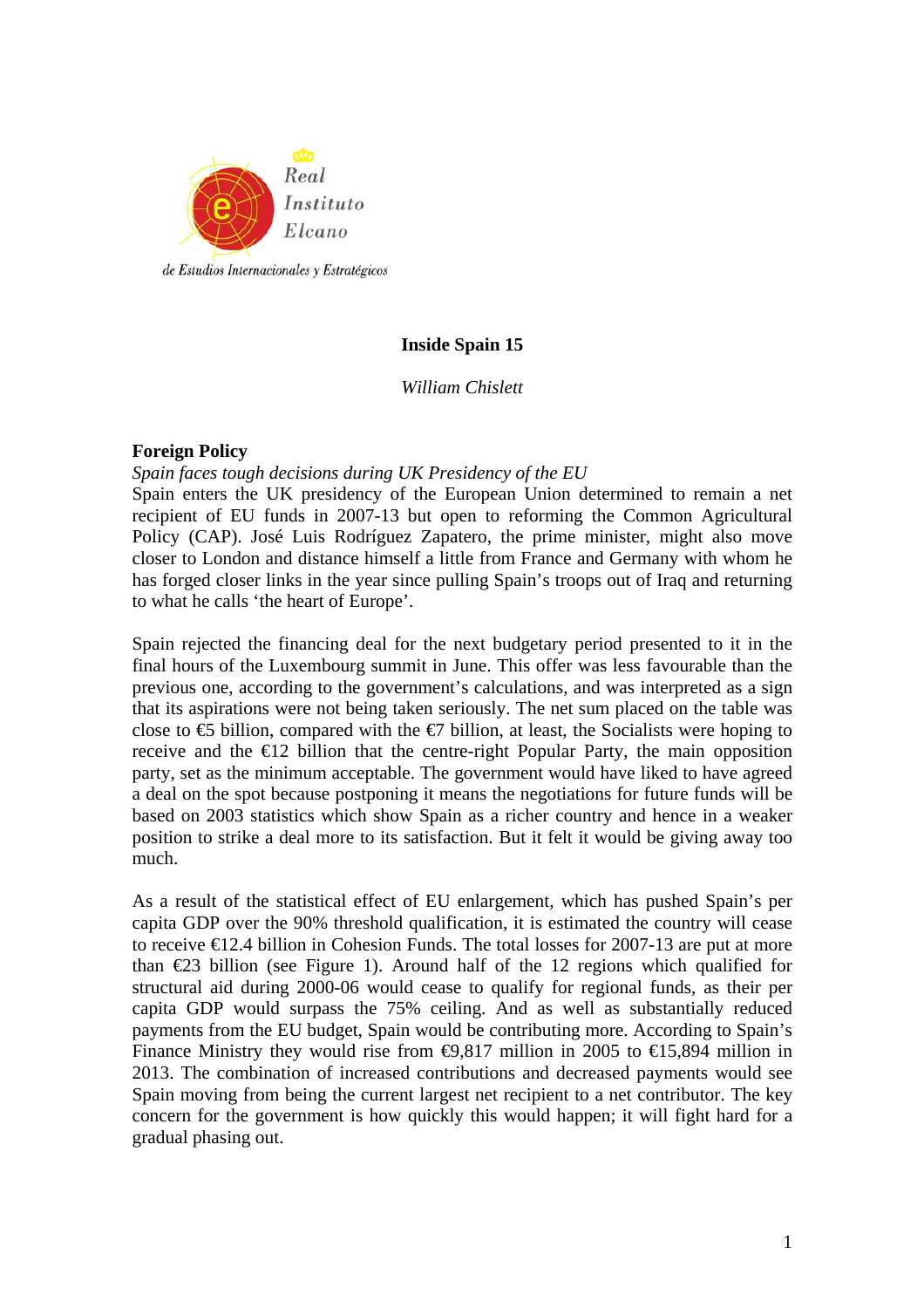Real Instituto Elcano de Estudios Internacionales y Estratégicos

# Inside Spain 15

*William Chislett*

## Foreign Policy

*Spain faces tough decisions during UK Presidency of the EU*

Spain enters the UK presidency of the European Union determined to remain a net recipient of EU funds in 2007-13 but open to reforming the Common Agricultural Policy (CAP). José Luis Rodríguez Zapatero, the prime minister, might also move closer to London and distance himself a little from France and Germany with whom he has forged closer links in the year since pulling Spain's troops out of Iraq and returning to what he calls 'the heart of Europe'.

Spain rejected the financing deal for the next budgetary period presented to it in the final hours of the Luxembourg summit in June. This offer was less favourable than the previous one, according to the government's calculations, and was interpreted as a sign that its aspirations were not being taken seriously. The net sum placed on the table was close to €5 billion, compared with the €7 billion, at least, the Socialists were hoping to receive and the €12 billion that the centre-right Popular Party, the main opposition party, set as the minimum acceptable. The government would have liked to have agreed a deal on the spot because postponing it means the negotiations for future funds will be based on 2003 statistics which show Spain as a richer country and hence in a weaker position to strike a deal more to its satisfaction. But it felt it would be giving away too much.

As a result of the statistical effect of EU enlargement, which has pushed Spain's per capita GDP over the 90% threshold qualification, it is estimated the country will cease to receive €12.4 billion in Cohesion Funds. The total losses for 2007-13 are put at more than €23 billion (see Figure 1). Around half of the 12 regions which qualified for structural aid during 2000-06 would cease to qualify for regional funds, as their per capita GDP would surpass the 75% ceiling. And as well as substantially reduced payments from the EU budget, Spain would be contributing more. According to Spain's Finance Ministry they would rise from €9,817 million in 2005 to €15,894 million in 2013. The combination of increased contributions and decreased payments would see Spain moving from being the current largest net recipient to a net contributor. The key concern for the government is how quickly this would happen; it will fight hard for a gradual phasing out.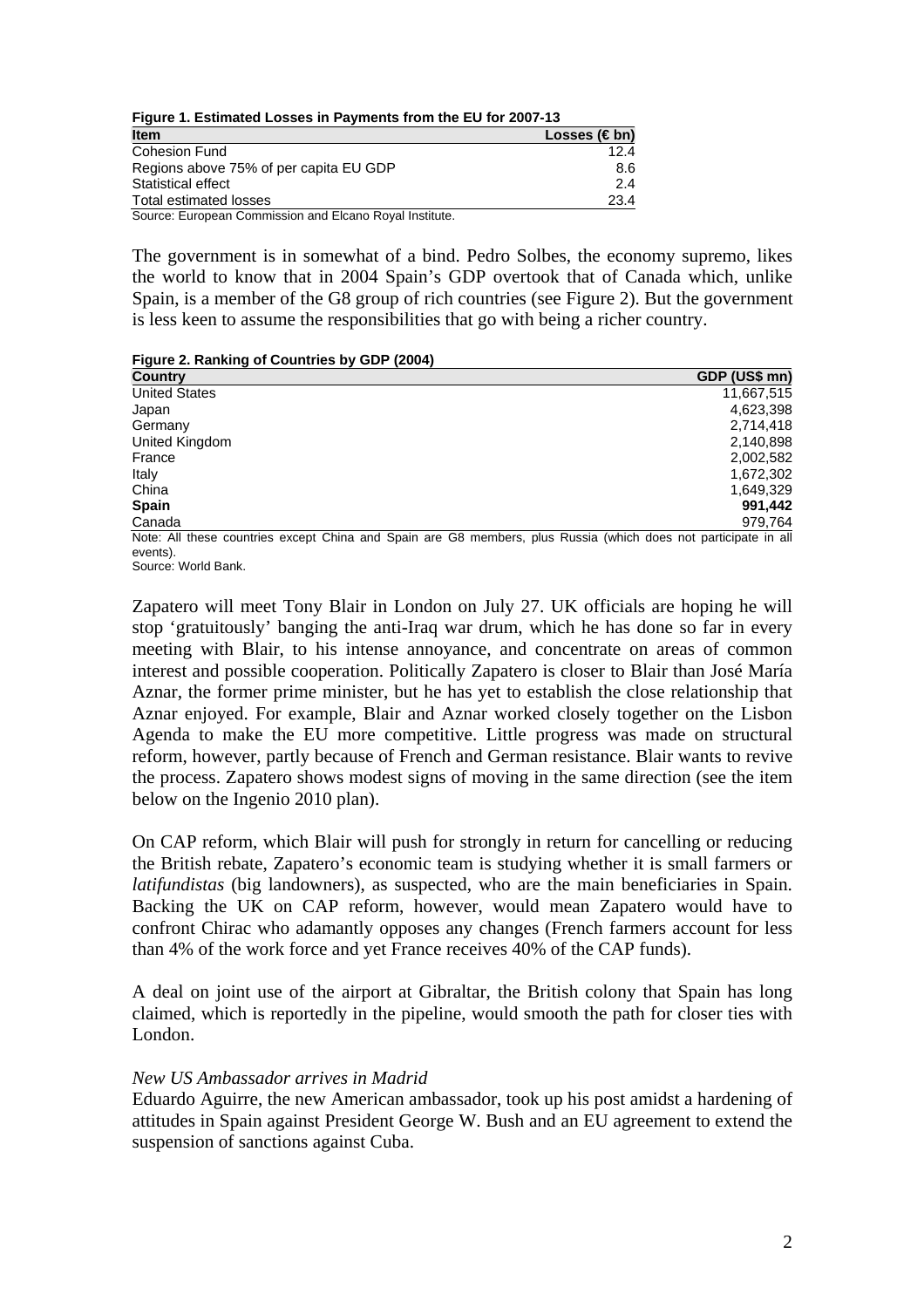**Figure 1. Estimated Losses in Payments from the EU for 2007-13**

| Item | Losses (€ bn) |
|---|---|
| Cohesion Fund | 12.4 |
| Regions above 75% of per capita EU GDP | 8.6 |
| Statistical effect | 2.4 |
| Total estimated losses | 23.4 |

Source: European Commission and Elcano Royal Institute.

The government is in somewhat of a bind. Pedro Solbes, the economy supremo, likes the world to know that in 2004 Spain's GDP overtook that of Canada which, unlike Spain, is a member of the G8 group of rich countries (see Figure 2). But the government is less keen to assume the responsibilities that go with being a richer country.

**Figure 2. Ranking of Countries by GDP (2004)**

| Country | GDP (US$ mn) |
|---|---|
| United States | 11,667,515 |
| Japan | 4,623,398 |
| Germany | 2,714,418 |
| United Kingdom | 2,140,898 |
| France | 2,002,582 |
| Italy | 1,672,302 |
| China | 1,649,329 |
| **Spain** | **991,442** |
| Canada | 979,764 |

Note: All these countries except China and Spain are G8 members, plus Russia (which does not participate in all events).
Source: World Bank.

Zapatero will meet Tony Blair in London on July 27. UK officials are hoping he will stop 'gratuitously' banging the anti-Iraq war drum, which he has done so far in every meeting with Blair, to his intense annoyance, and concentrate on areas of common interest and possible cooperation. Politically Zapatero is closer to Blair than José María Aznar, the former prime minister, but he has yet to establish the close relationship that Aznar enjoyed. For example, Blair and Aznar worked closely together on the Lisbon Agenda to make the EU more competitive. Little progress was made on structural reform, however, partly because of French and German resistance. Blair wants to revive the process. Zapatero shows modest signs of moving in the same direction (see the item below on the Ingenio 2010 plan).

On CAP reform, which Blair will push for strongly in return for cancelling or reducing the British rebate, Zapatero's economic team is studying whether it is small farmers or *latifundistas* (big landowners), as suspected, who are the main beneficiaries in Spain. Backing the UK on CAP reform, however, would mean Zapatero would have to confront Chirac who adamantly opposes any changes (French farmers account for less than 4% of the work force and yet France receives 40% of the CAP funds).

A deal on joint use of the airport at Gibraltar, the British colony that Spain has long claimed, which is reportedly in the pipeline, would smooth the path for closer ties with London.

*New US Ambassador arrives in Madrid*

Eduardo Aguirre, the new American ambassador, took up his post amidst a hardening of attitudes in Spain against President George W. Bush and an EU agreement to extend the suspension of sanctions against Cuba.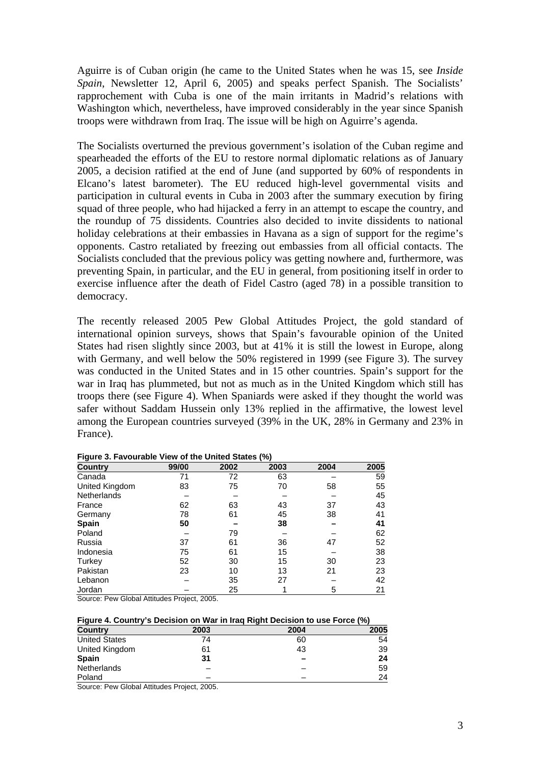Aguirre is of Cuban origin (he came to the United States when he was 15, see *Inside Spain*, Newsletter 12, April 6, 2005) and speaks perfect Spanish. The Socialists' rapprochement with Cuba is one of the main irritants in Madrid's relations with Washington which, nevertheless, have improved considerably in the year since Spanish troops were withdrawn from Iraq. The issue will be high on Aguirre's agenda.

The Socialists overturned the previous government's isolation of the Cuban regime and spearheaded the efforts of the EU to restore normal diplomatic relations as of January 2005, a decision ratified at the end of June (and supported by 60% of respondents in Elcano's latest barometer). The EU reduced high-level governmental visits and participation in cultural events in Cuba in 2003 after the summary execution by firing squad of three people, who had hijacked a ferry in an attempt to escape the country, and the roundup of 75 dissidents. Countries also decided to invite dissidents to national holiday celebrations at their embassies in Havana as a sign of support for the regime's opponents. Castro retaliated by freezing out embassies from all official contacts. The Socialists concluded that the previous policy was getting nowhere and, furthermore, was preventing Spain, in particular, and the EU in general, from positioning itself in order to exercise influence after the death of Fidel Castro (aged 78) in a possible transition to democracy.

The recently released 2005 Pew Global Attitudes Project, the gold standard of international opinion surveys, shows that Spain's favourable opinion of the United States had risen slightly since 2003, but at 41% it is still the lowest in Europe, along with Germany, and well below the 50% registered in 1999 (see Figure 3). The survey was conducted in the United States and in 15 other countries. Spain's support for the war in Iraq has plummeted, but not as much as in the United Kingdom which still has troops there (see Figure 4). When Spaniards were asked if they thought the world was safer without Saddam Hussein only 13% replied in the affirmative, the lowest level among the European countries surveyed (39% in the UK, 28% in Germany and 23% in France).

**Figure 3. Favourable View of the United States (%)**

| Country | 99/00 | 2002 | 2003 | 2004 | 2005 |
|---|---|---|---|---|---|
| Canada | 71 | 72 | 63 | – | 59 |
| United Kingdom | 83 | 75 | 70 | 58 | 55 |
| Netherlands | – | – | – | – | 45 |
| France | 62 | 63 | 43 | 37 | 43 |
| Germany | 78 | 61 | 45 | 38 | 41 |
| **Spain** | **50** | **–** | **38** | **–** | **41** |
| Poland | – | 79 | – | – | 62 |
| Russia | 37 | 61 | 36 | 47 | 52 |
| Indonesia | 75 | 61 | 15 | – | 38 |
| Turkey | 52 | 30 | 15 | 30 | 23 |
| Pakistan | 23 | 10 | 13 | 21 | 23 |
| Lebanon | – | 35 | 27 | – | 42 |
| Jordan | – | 25 | 1 | 5 | 21 |

Source: Pew Global Attitudes Project, 2005.

**Figure 4. Country's Decision on War in Iraq Right Decision to use Force (%)**

| Country | 2003 | 2004 | 2005 |
|---|---|---|---|
| United States | 74 | 60 | 54 |
| United Kingdom | 61 | 43 | 39 |
| **Spain** | **31** | **–** | **24** |
| Netherlands | – | – | 59 |
| Poland | – | – | 24 |

Source: Pew Global Attitudes Project, 2005.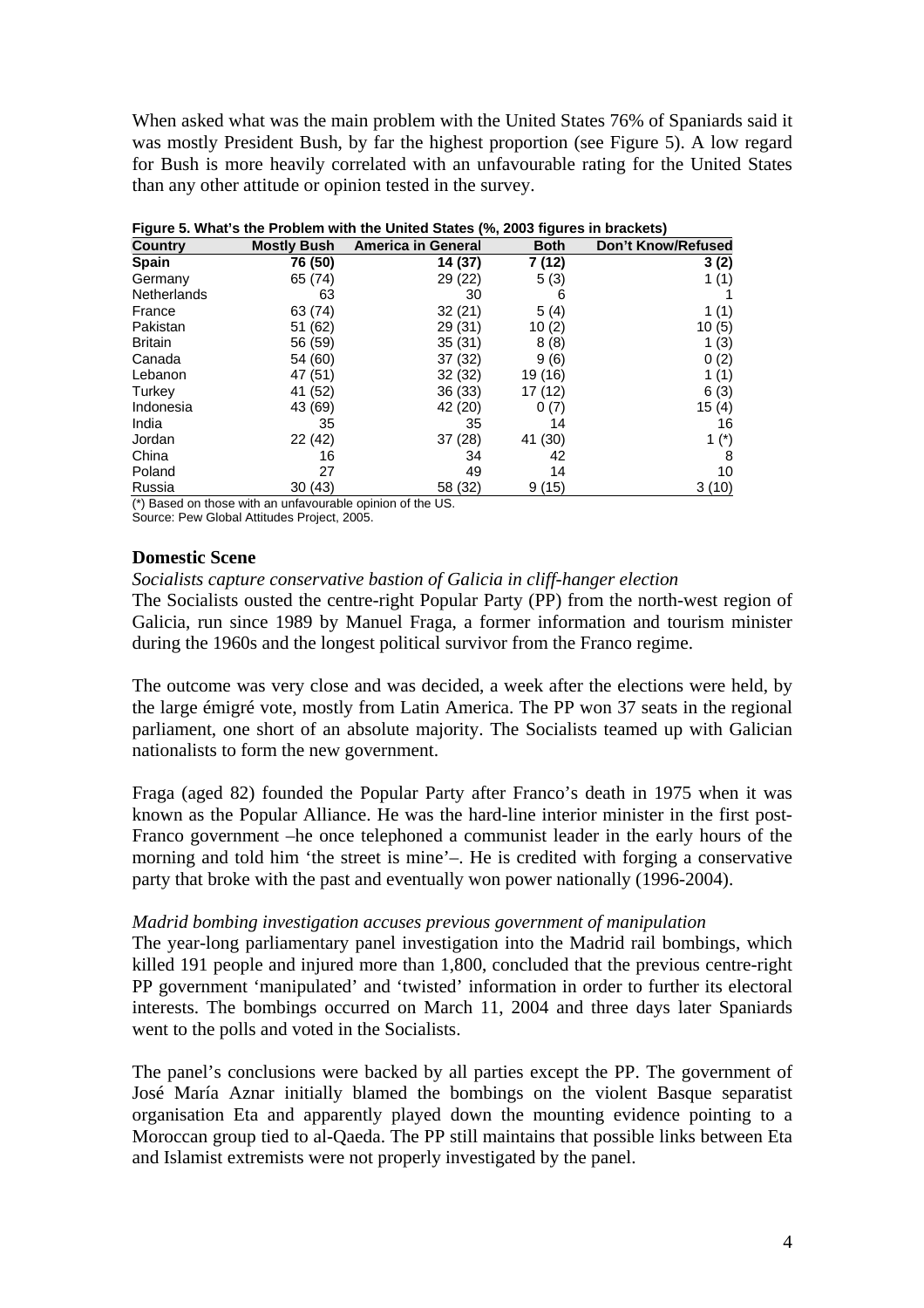When asked what was the main problem with the United States 76% of Spaniards said it was mostly President Bush, by far the highest proportion (see Figure 5). A low regard for Bush is more heavily correlated with an unfavourable rating for the United States than any other attitude or opinion tested in the survey.

**Figure 5. What's the Problem with the United States (%, 2003 figures in brackets)**

| Country | Mostly Bush | America in General | Both | Don't Know/Refused |
|---|---|---|---|---|
| **Spain** | **76 (50)** | **14 (37)** | **7 (12)** | **3 (2)** |
| Germany | 65 (74) | 29 (22) | 5 (3) | 1 (1) |
| Netherlands | 63 | 30 | 6 | 1 |
| France | 63 (74) | 32 (21) | 5 (4) | 1 (1) |
| Pakistan | 51 (62) | 29 (31) | 10 (2) | 10 (5) |
| Britain | 56 (59) | 35 (31) | 8 (8) | 1 (3) |
| Canada | 54 (60) | 37 (32) | 9 (6) | 0 (2) |
| Lebanon | 47 (51) | 32 (32) | 19 (16) | 1 (1) |
| Turkey | 41 (52) | 36 (33) | 17 (12) | 6 (3) |
| Indonesia | 43 (69) | 42 (20) | 0 (7) | 15 (4) |
| India | 35 | 35 | 14 | 16 |
| Jordan | 22 (42) | 37 (28) | 41 (30) | 1 (*) |
| China | 16 | 34 | 42 | 8 |
| Poland | 27 | 49 | 14 | 10 |
| Russia | 30 (43) | 58 (32) | 9 (15) | 3 (10) |

(*) Based on those with an unfavourable opinion of the US.
Source: Pew Global Attitudes Project, 2005.

## Domestic Scene

*Socialists capture conservative bastion of Galicia in cliff-hanger election*

The Socialists ousted the centre-right Popular Party (PP) from the north-west region of Galicia, run since 1989 by Manuel Fraga, a former information and tourism minister during the 1960s and the longest political survivor from the Franco regime.

The outcome was very close and was decided, a week after the elections were held, by the large émigré vote, mostly from Latin America. The PP won 37 seats in the regional parliament, one short of an absolute majority. The Socialists teamed up with Galician nationalists to form the new government.

Fraga (aged 82) founded the Popular Party after Franco's death in 1975 when it was known as the Popular Alliance. He was the hard-line interior minister in the first post-Franco government –he once telephoned a communist leader in the early hours of the morning and told him 'the street is mine'–. He is credited with forging a conservative party that broke with the past and eventually won power nationally (1996-2004).

*Madrid bombing investigation accuses previous government of manipulation*

The year-long parliamentary panel investigation into the Madrid rail bombings, which killed 191 people and injured more than 1,800, concluded that the previous centre-right PP government 'manipulated' and 'twisted' information in order to further its electoral interests. The bombings occurred on March 11, 2004 and three days later Spaniards went to the polls and voted in the Socialists.

The panel's conclusions were backed by all parties except the PP. The government of José María Aznar initially blamed the bombings on the violent Basque separatist organisation Eta and apparently played down the mounting evidence pointing to a Moroccan group tied to al-Qaeda. The PP still maintains that possible links between Eta and Islamist extremists were not properly investigated by the panel.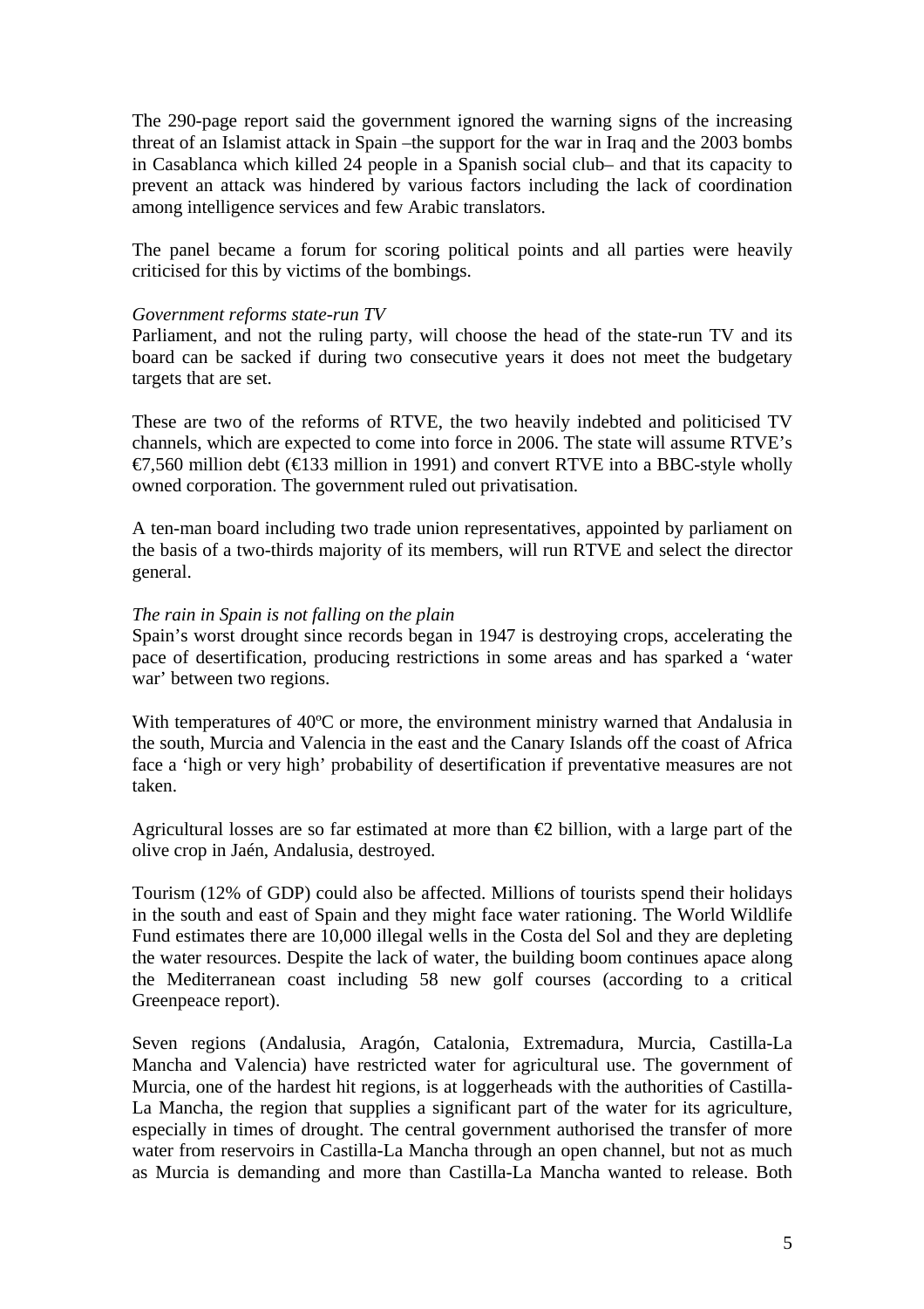The 290-page report said the government ignored the warning signs of the increasing threat of an Islamist attack in Spain –the support for the war in Iraq and the 2003 bombs in Casablanca which killed 24 people in a Spanish social club– and that its capacity to prevent an attack was hindered by various factors including the lack of coordination among intelligence services and few Arabic translators.

The panel became a forum for scoring political points and all parties were heavily criticised for this by victims of the bombings.

*Government reforms state-run TV*

Parliament, and not the ruling party, will choose the head of the state-run TV and its board can be sacked if during two consecutive years it does not meet the budgetary targets that are set.

These are two of the reforms of RTVE, the two heavily indebted and politicised TV channels, which are expected to come into force in 2006. The state will assume RTVE's €7,560 million debt (€133 million in 1991) and convert RTVE into a BBC-style wholly owned corporation. The government ruled out privatisation.

A ten-man board including two trade union representatives, appointed by parliament on the basis of a two-thirds majority of its members, will run RTVE and select the director general.

*The rain in Spain is not falling on the plain*

Spain's worst drought since records began in 1947 is destroying crops, accelerating the pace of desertification, producing restrictions in some areas and has sparked a 'water war' between two regions.

With temperatures of 40ºC or more, the environment ministry warned that Andalusia in the south, Murcia and Valencia in the east and the Canary Islands off the coast of Africa face a 'high or very high' probability of desertification if preventative measures are not taken.

Agricultural losses are so far estimated at more than €2 billion, with a large part of the olive crop in Jaén, Andalusia, destroyed.

Tourism (12% of GDP) could also be affected. Millions of tourists spend their holidays in the south and east of Spain and they might face water rationing. The World Wildlife Fund estimates there are 10,000 illegal wells in the Costa del Sol and they are depleting the water resources. Despite the lack of water, the building boom continues apace along the Mediterranean coast including 58 new golf courses (according to a critical Greenpeace report).

Seven regions (Andalusia, Aragón, Catalonia, Extremadura, Murcia, Castilla-La Mancha and Valencia) have restricted water for agricultural use. The government of Murcia, one of the hardest hit regions, is at loggerheads with the authorities of Castilla-La Mancha, the region that supplies a significant part of the water for its agriculture, especially in times of drought. The central government authorised the transfer of more water from reservoirs in Castilla-La Mancha through an open channel, but not as much as Murcia is demanding and more than Castilla-La Mancha wanted to release. Both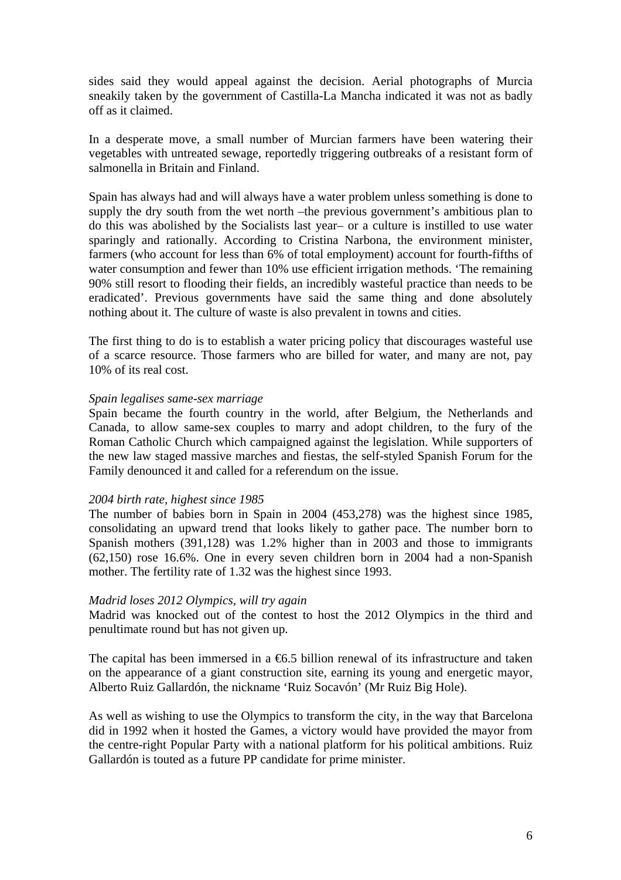sides said they would appeal against the decision. Aerial photographs of Murcia sneakily taken by the government of Castilla-La Mancha indicated it was not as badly off as it claimed.

In a desperate move, a small number of Murcian farmers have been watering their vegetables with untreated sewage, reportedly triggering outbreaks of a resistant form of salmonella in Britain and Finland.

Spain has always had and will always have a water problem unless something is done to supply the dry south from the wet north –the previous government's ambitious plan to do this was abolished by the Socialists last year– or a culture is instilled to use water sparingly and rationally. According to Cristina Narbona, the environment minister, farmers (who account for less than 6% of total employment) account for fourth-fifths of water consumption and fewer than 10% use efficient irrigation methods. 'The remaining 90% still resort to flooding their fields, an incredibly wasteful practice than needs to be eradicated'. Previous governments have said the same thing and done absolutely nothing about it. The culture of waste is also prevalent in towns and cities.

The first thing to do is to establish a water pricing policy that discourages wasteful use of a scarce resource. Those farmers who are billed for water, and many are not, pay 10% of its real cost.

*Spain legalises same-sex marriage*
Spain became the fourth country in the world, after Belgium, the Netherlands and Canada, to allow same-sex couples to marry and adopt children, to the fury of the Roman Catholic Church which campaigned against the legislation. While supporters of the new law staged massive marches and fiestas, the self-styled Spanish Forum for the Family denounced it and called for a referendum on the issue.

*2004 birth rate, highest since 1985*
The number of babies born in Spain in 2004 (453,278) was the highest since 1985, consolidating an upward trend that looks likely to gather pace. The number born to Spanish mothers (391,128) was 1.2% higher than in 2003 and those to immigrants (62,150) rose 16.6%. One in every seven children born in 2004 had a non-Spanish mother. The fertility rate of 1.32 was the highest since 1993.

*Madrid loses 2012 Olympics, will try again*
Madrid was knocked out of the contest to host the 2012 Olympics in the third and penultimate round but has not given up.

The capital has been immersed in a €6.5 billion renewal of its infrastructure and taken on the appearance of a giant construction site, earning its young and energetic mayor, Alberto Ruiz Gallardón, the nickname 'Ruiz Socavón' (Mr Ruiz Big Hole).

As well as wishing to use the Olympics to transform the city, in the way that Barcelona did in 1992 when it hosted the Games, a victory would have provided the mayor from the centre-right Popular Party with a national platform for his political ambitions. Ruiz Gallardón is touted as a future PP candidate for prime minister.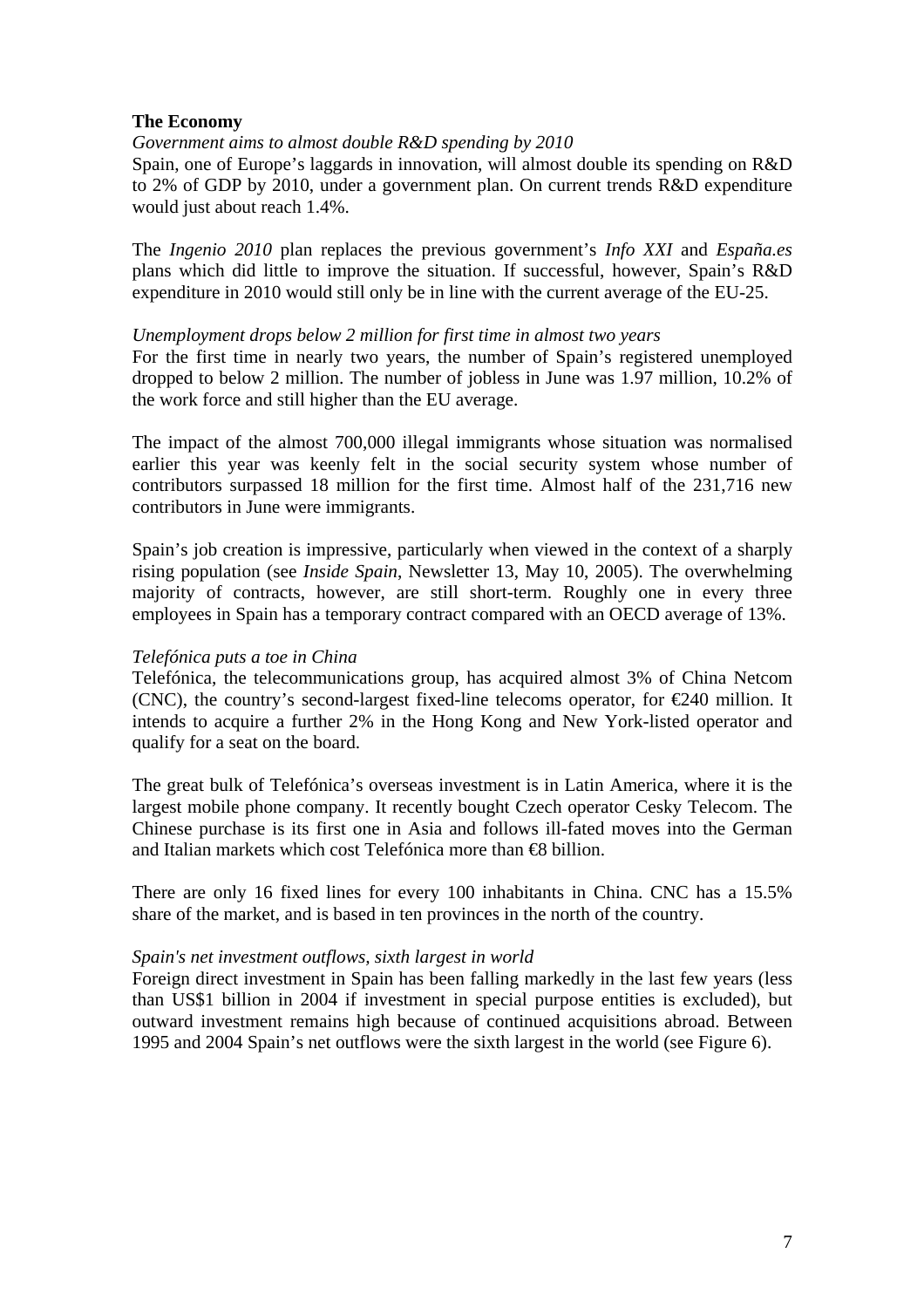## The Economy

*Government aims to almost double R&D spending by 2010*

Spain, one of Europe's laggards in innovation, will almost double its spending on R&D to 2% of GDP by 2010, under a government plan. On current trends R&D expenditure would just about reach 1.4%.

The *Ingenio 2010* plan replaces the previous government's *Info XXI* and *España.es* plans which did little to improve the situation. If successful, however, Spain's R&D expenditure in 2010 would still only be in line with the current average of the EU-25.

*Unemployment drops below 2 million for first time in almost two years*

For the first time in nearly two years, the number of Spain's registered unemployed dropped to below 2 million. The number of jobless in June was 1.97 million, 10.2% of the work force and still higher than the EU average.

The impact of the almost 700,000 illegal immigrants whose situation was normalised earlier this year was keenly felt in the social security system whose number of contributors surpassed 18 million for the first time. Almost half of the 231,716 new contributors in June were immigrants.

Spain's job creation is impressive, particularly when viewed in the context of a sharply rising population (see *Inside Spain*, Newsletter 13, May 10, 2005). The overwhelming majority of contracts, however, are still short-term. Roughly one in every three employees in Spain has a temporary contract compared with an OECD average of 13%.

*Telefónica puts a toe in China*

Telefónica, the telecommunications group, has acquired almost 3% of China Netcom (CNC), the country's second-largest fixed-line telecoms operator, for €240 million. It intends to acquire a further 2% in the Hong Kong and New York-listed operator and qualify for a seat on the board.

The great bulk of Telefónica's overseas investment is in Latin America, where it is the largest mobile phone company. It recently bought Czech operator Cesky Telecom. The Chinese purchase is its first one in Asia and follows ill-fated moves into the German and Italian markets which cost Telefónica more than €8 billion.

There are only 16 fixed lines for every 100 inhabitants in China. CNC has a 15.5% share of the market, and is based in ten provinces in the north of the country.

*Spain's net investment outflows, sixth largest in world*

Foreign direct investment in Spain has been falling markedly in the last few years (less than US$1 billion in 2004 if investment in special purpose entities is excluded), but outward investment remains high because of continued acquisitions abroad. Between 1995 and 2004 Spain's net outflows were the sixth largest in the world (see Figure 6).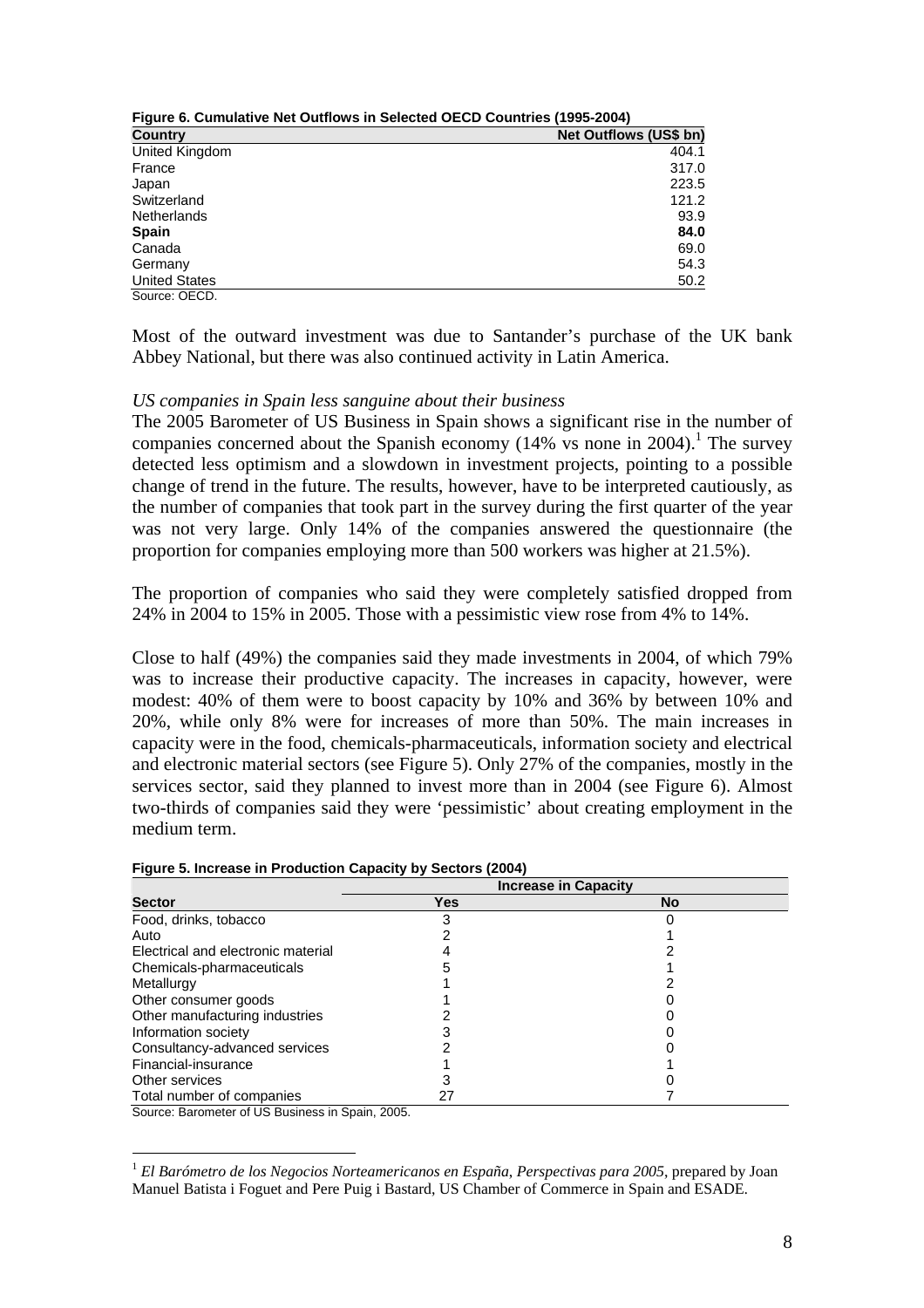**Figure 6. Cumulative Net Outflows in Selected OECD Countries (1995-2004)**

| Country | Net Outflows (US$ bn) |
|---|---|
| United Kingdom | 404.1 |
| France | 317.0 |
| Japan | 223.5 |
| Switzerland | 121.2 |
| Netherlands | 93.9 |
| **Spain** | **84.0** |
| Canada | 69.0 |
| Germany | 54.3 |
| United States | 50.2 |

Source: OECD.

Most of the outward investment was due to Santander's purchase of the UK bank Abbey National, but there was also continued activity in Latin America.

*US companies in Spain less sanguine about their business*

The 2005 Barometer of US Business in Spain shows a significant rise in the number of companies concerned about the Spanish economy (14% vs none in 2004).[1] The survey detected less optimism and a slowdown in investment projects, pointing to a possible change of trend in the future. The results, however, have to be interpreted cautiously, as the number of companies that took part in the survey during the first quarter of the year was not very large. Only 14% of the companies answered the questionnaire (the proportion for companies employing more than 500 workers was higher at 21.5%).

The proportion of companies who said they were completely satisfied dropped from 24% in 2004 to 15% in 2005. Those with a pessimistic view rose from 4% to 14%.

Close to half (49%) the companies said they made investments in 2004, of which 79% was to increase their productive capacity. The increases in capacity, however, were modest: 40% of them were to boost capacity by 10% and 36% by between 10% and 20%, while only 8% were for increases of more than 50%. The main increases in capacity were in the food, chemicals-pharmaceuticals, information society and electrical and electronic material sectors (see Figure 5). Only 27% of the companies, mostly in the services sector, said they planned to invest more than in 2004 (see Figure 6). Almost two-thirds of companies said they were 'pessimistic' about creating employment in the medium term.

**Figure 5. Increase in Production Capacity by Sectors (2004)**

| | Increase in Capacity | |
|---|---|---|
| **Sector** | **Yes** | **No** |
| Food, drinks, tobacco | 3 | 0 |
| Auto | 2 | 1 |
| Electrical and electronic material | 4 | 2 |
| Chemicals-pharmaceuticals | 5 | 1 |
| Metallurgy | 1 | 2 |
| Other consumer goods | 1 | 0 |
| Other manufacturing industries | 2 | 0 |
| Information society | 3 | 0 |
| Consultancy-advanced services | 2 | 0 |
| Financial-insurance | 1 | 1 |
| Other services | 3 | 0 |
| Total number of companies | 27 | 7 |

Source: Barometer of US Business in Spain, 2005.

[1] *El Barómetro de los Negocios Norteamericanos en España, Perspectivas para 2005*, prepared by Joan Manuel Batista i Foguet and Pere Puig i Bastard, US Chamber of Commerce in Spain and ESADE.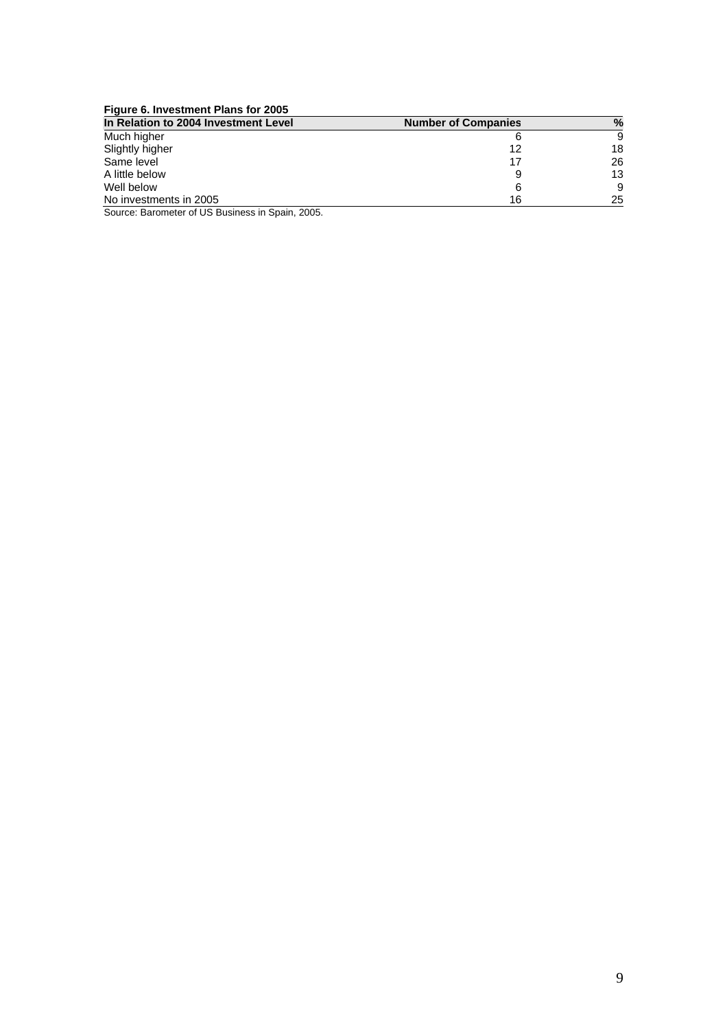**Figure 6. Investment Plans for 2005**

| In Relation to 2004 Investment Level | Number of Companies | % |
|---|---|---|
| Much higher | 6 | 9 |
| Slightly higher | 12 | 18 |
| Same level | 17 | 26 |
| A little below | 9 | 13 |
| Well below | 6 | 9 |
| No investments in 2005 | 16 | 25 |

Source: Barometer of US Business in Spain, 2005.